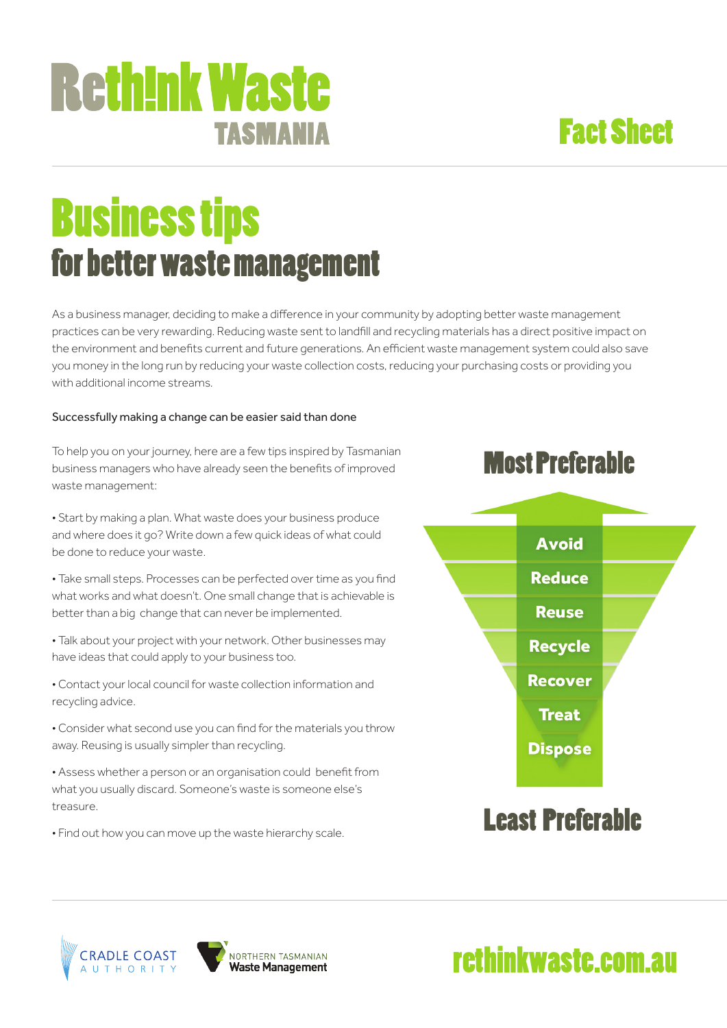# Reth!nk Waste TASMANIA

## Fact Sheet

# Business tips
## for better waste management

As a business manager, deciding to make a difference in your community by adopting better waste management practices can be very rewarding. Reducing waste sent to landfill and recycling materials has a direct positive impact on the environment and benefits current and future generations. An efficient waste management system could also save you money in the long run by reducing your waste collection costs, reducing your purchasing costs or providing you with additional income streams.

Successfully making a change can be easier said than done

To help you on your journey, here are a few tips inspired by Tasmanian business managers who have already seen the benefits of improved waste management:

- Start by making a plan. What waste does your business produce and where does it go? Write down a few quick ideas of what could be done to reduce your waste.
- Take small steps. Processes can be perfected over time as you find what works and what doesn't. One small change that is achievable is better than a big change that can never be implemented.
- Talk about your project with your network. Other businesses may have ideas that could apply to your business too.
- Contact your local council for waste collection information and recycling advice.
- Consider what second use you can find for the materials you throw away. Reusing is usually simpler than recycling.
- Assess whether a person or an organisation could benefit from what you usually discard. Someone's waste is someone else's treasure.
- Find out how you can move up the waste hierarchy scale.

**Most Preferable**

- Avoid
- Reduce
- Reuse
- Recycle
- Recover
- Treat
- Dispose

**Least Preferable**

CRADLE COAST AUTHORITY

NORTHERN TASMANIAN Waste Management

rethinkwaste.com.au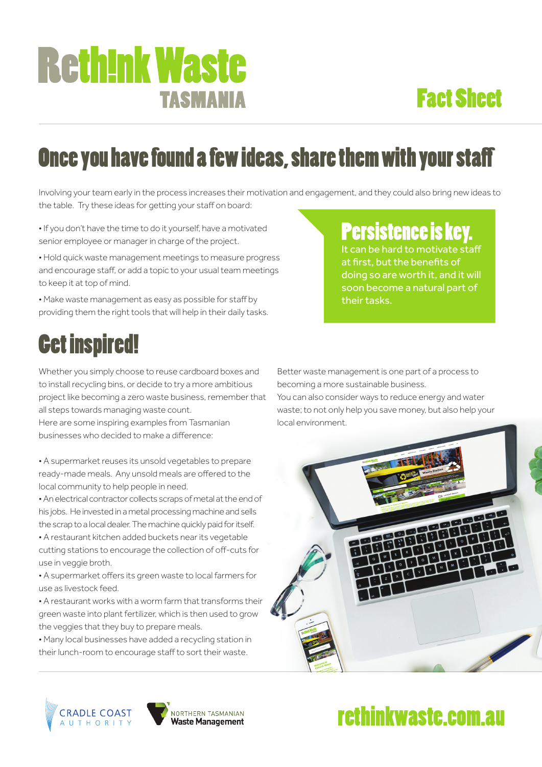# Reth!nk Waste TASMANIA

Fact Sheet

## Once you have found a few ideas, share them with your staff

Involving your team early in the process increases their motivation and engagement, and they could also bring new ideas to the table. Try these ideas for getting your staff on board:

- If you don't have the time to do it yourself, have a motivated senior employee or manager in charge of the project.
- Hold quick waste management meetings to measure progress and encourage staff, or add a topic to your usual team meetings to keep it at top of mind.
- Make waste management as easy as possible for staff by providing them the right tools that will help in their daily tasks.

### Persistence is key.

It can be hard to motivate staff at first, but the benefits of doing so are worth it, and it will soon become a natural part of their tasks.

## Get inspired!

Whether you simply choose to reuse cardboard boxes and to install recycling bins, or decide to try a more ambitious project like becoming a zero waste business, remember that all steps towards managing waste count.
Here are some inspiring examples from Tasmanian businesses who decided to make a difference:

- A supermarket reuses its unsold vegetables to prepare ready-made meals. Any unsold meals are offered to the local community to help people in need.
- An electrical contractor collects scraps of metal at the end of his jobs. He invested in a metal processing machine and sells the scrap to a local dealer. The machine quickly paid for itself.
- A restaurant kitchen added buckets near its vegetable cutting stations to encourage the collection of off-cuts for use in veggie broth.
- A supermarket offers its green waste to local farmers for use as livestock feed.
- A restaurant works with a worm farm that transforms their green waste into plant fertilizer, which is then used to grow the veggies that they buy to prepare meals.
- Many local businesses have added a recycling station in their lunch-room to encourage staff to sort their waste.

Better waste management is one part of a process to becoming a more sustainable business.
You can also consider ways to reduce energy and water waste; to not only help you save money, but also help your local environment.

CRADLE COAST AUTHORITY

NORTHERN TASMANIAN Waste Management

rethinkwaste.com.au